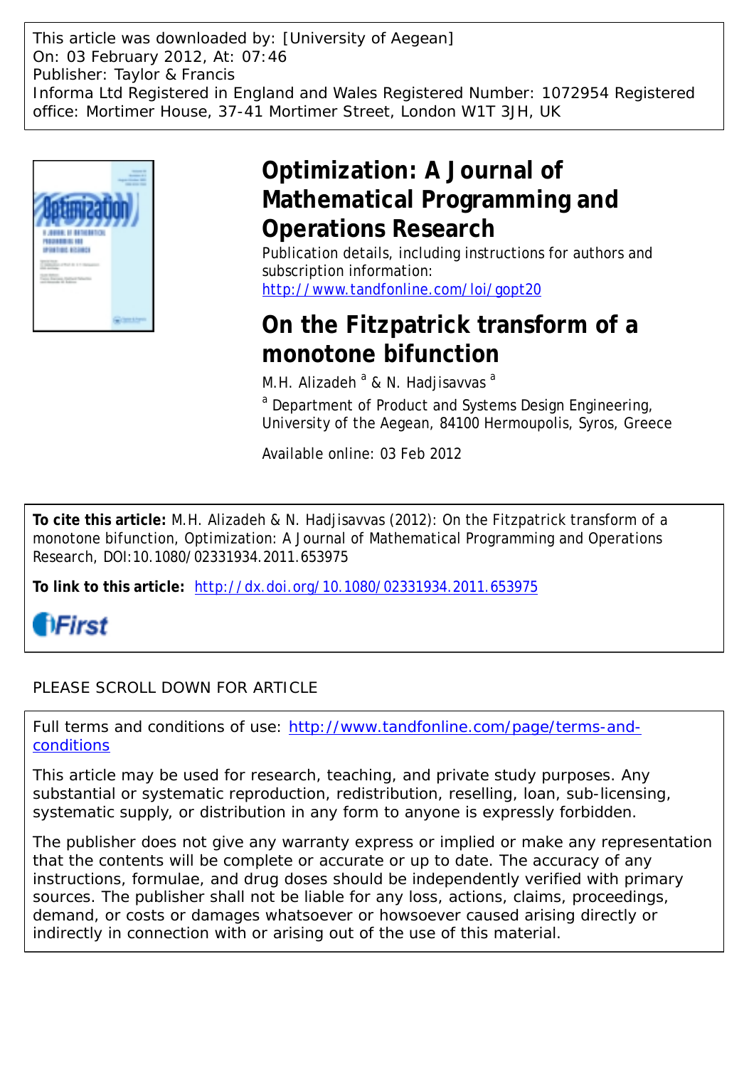This article was downloaded by: [University of Aegean]
On: 03 February 2012, At: 07:46
Publisher: Taylor & Francis
Informa Ltd Registered in England and Wales Registered Number: 1072954 Registered office: Mortimer House, 37-41 Mortimer Street, London W1T 3JH, UK

# Optimization: A Journal of Mathematical Programming and Operations Research

Publication details, including instructions for authors and subscription information:
http://www.tandfonline.com/loi/gopt20

# On the Fitzpatrick transform of a monotone bifunction

M.H. Alizadeh [a] & N. Hadjisavvas [a]

[a] Department of Product and Systems Design Engineering, University of the Aegean, 84100 Hermoupolis, Syros, Greece

Available online: 03 Feb 2012

**To cite this article:** M.H. Alizadeh & N. Hadjisavvas (2012): On the Fitzpatrick transform of a monotone bifunction, Optimization: A Journal of Mathematical Programming and Operations Research, DOI:10.1080/02331934.2011.653975

**To link to this article:** http://dx.doi.org/10.1080/02331934.2011.653975

iFirst

PLEASE SCROLL DOWN FOR ARTICLE

Full terms and conditions of use: http://www.tandfonline.com/page/terms-and-conditions

This article may be used for research, teaching, and private study purposes. Any substantial or systematic reproduction, redistribution, reselling, loan, sub-licensing, systematic supply, or distribution in any form to anyone is expressly forbidden.

The publisher does not give any warranty express or implied or make any representation that the contents will be complete or accurate or up to date. The accuracy of any instructions, formulae, and drug doses should be independently verified with primary sources. The publisher shall not be liable for any loss, actions, claims, proceedings, demand, or costs or damages whatsoever or howsoever caused arising directly or indirectly in connection with or arising out of the use of this material.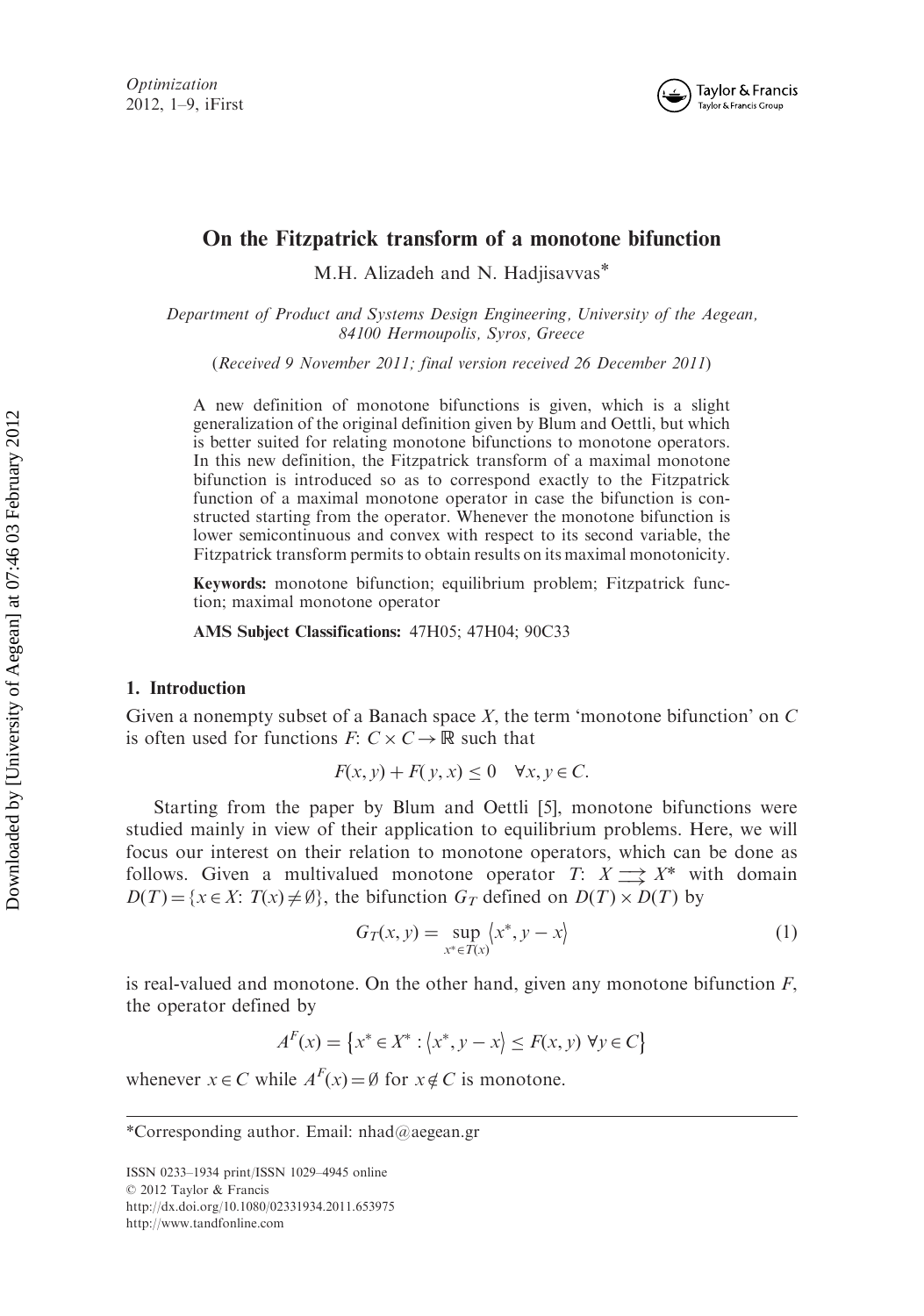# On the Fitzpatrick transform of a monotone bifunction

M.H. Alizadeh and N. Hadjisavvas*

*Department of Product and Systems Design Engineering, University of the Aegean, 84100 Hermoupolis, Syros, Greece*

(*Received 9 November 2011; final version received 26 December 2011*)

A new definition of monotone bifunctions is given, which is a slight generalization of the original definition given by Blum and Oettli, but which is better suited for relating monotone bifunctions to monotone operators. In this new definition, the Fitzpatrick transform of a maximal monotone bifunction is introduced so as to correspond exactly to the Fitzpatrick function of a maximal monotone operator in case the bifunction is constructed starting from the operator. Whenever the monotone bifunction is lower semicontinuous and convex with respect to its second variable, the Fitzpatrick transform permits to obtain results on its maximal monotonicity.

**Keywords:** monotone bifunction; equilibrium problem; Fitzpatrick function; maximal monotone operator

**AMS Subject Classifications:** 47H05; 47H04; 90C33

## 1. Introduction

Given a nonempty subset of a Banach space $X$, the term 'monotone bifunction' on $C$ is often used for functions $F$: $C \times C \to \mathbb{R}$ such that

$$F(x, y) + F(y, x) \leq 0 \quad \forall x, y \in C.$$

Starting from the paper by Blum and Oettli [5], monotone bifunctions were studied mainly in view of their application to equilibrium problems. Here, we will focus our interest on their relation to monotone operators, which can be done as follows. Given a multivalued monotone operator $T$: $X \rightrightarrows X^*$ with domain $D(T) = \{x \in X: T(x) \neq \emptyset\}$, the bifunction $G_T$ defined on $D(T) \times D(T)$ by

$$G_T(x, y) = \sup_{x^* \in T(x)} \langle x^*, y - x \rangle \tag{1}$$

is real-valued and monotone. On the other hand, given any monotone bifunction $F$, the operator defined by

$$A^F(x) = \{x^* \in X^* : \langle x^*, y - x \rangle \leq F(x, y) \; \forall y \in C\}$$

whenever $x \in C$ while $A^F(x) = \emptyset$ for $x \notin C$ is monotone.

---

*Corresponding author. Email: nhad@aegean.gr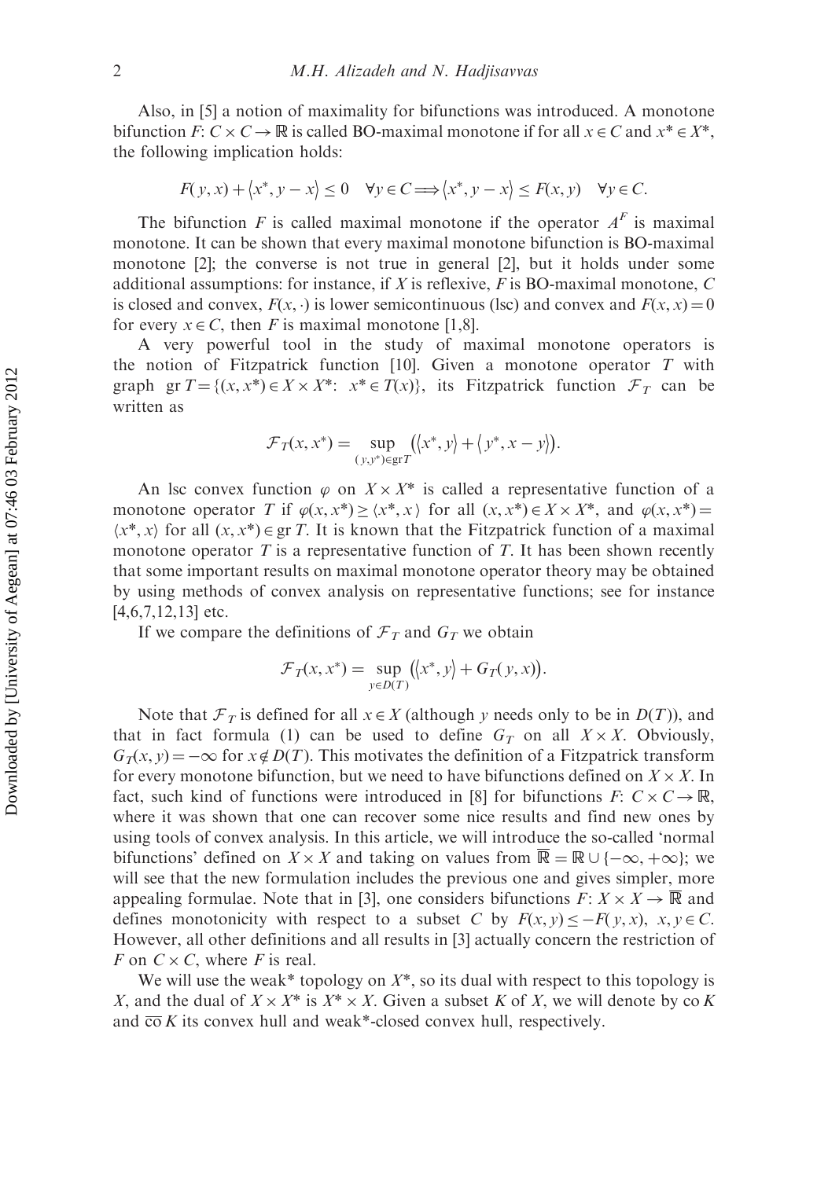Also, in [5] a notion of maximality for bifunctions was introduced. A monotone bifunction $F: C \times C \to \mathbb{R}$ is called BO-maximal monotone if for all $x \in C$ and $x^* \in X^*$, the following implication holds:

$$F(y,x) + \langle x^*, y - x \rangle \leq 0 \quad \forall y \in C \Longrightarrow \langle x^*, y - x \rangle \leq F(x,y) \quad \forall y \in C.$$

The bifunction $F$ is called maximal monotone if the operator $A^F$ is maximal monotone. It can be shown that every maximal monotone bifunction is BO-maximal monotone [2]; the converse is not true in general [2], but it holds under some additional assumptions: for instance, if $X$ is reflexive, $F$ is BO-maximal monotone, $C$ is closed and convex, $F(x,\cdot)$ is lower semicontinuous (lsc) and convex and $F(x,x) = 0$ for every $x \in C$, then $F$ is maximal monotone [1,8].

A very powerful tool in the study of maximal monotone operators is the notion of Fitzpatrick function [10]. Given a monotone operator $T$ with graph $\operatorname{gr} T = \{(x,x^*) \in X \times X^*: \ x^* \in T(x)\}$, its Fitzpatrick function $\mathcal{F}_T$ can be written as

$$\mathcal{F}_T(x,x^*) = \sup_{(y,y^*) \in \operatorname{gr} T} \left( \langle x^*, y \rangle + \langle y^*, x - y \rangle \right).$$

An lsc convex function $\varphi$ on $X \times X^*$ is called a representative function of a monotone operator $T$ if $\varphi(x,x^*) \geq \langle x^*, x \rangle$ for all $(x,x^*) \in X \times X^*$, and $\varphi(x,x^*) = \langle x^*, x \rangle$ for all $(x,x^*) \in \operatorname{gr} T$. It is known that the Fitzpatrick function of a maximal monotone operator $T$ is a representative function of $T$. It has been shown recently that some important results on maximal monotone operator theory may be obtained by using methods of convex analysis on representative functions; see for instance [4,6,7,12,13] etc.

If we compare the definitions of $\mathcal{F}_T$ and $G_T$ we obtain

$$\mathcal{F}_T(x,x^*) = \sup_{y \in D(T)} \left( \langle x^*, y \rangle + G_T(y,x) \right).$$

Note that $\mathcal{F}_T$ is defined for all $x \in X$ (although $y$ needs only to be in $D(T)$), and that in fact formula (1) can be used to define $G_T$ on all $X \times X$. Obviously, $G_T(x,y) = -\infty$ for $x \notin D(T)$. This motivates the definition of a Fitzpatrick transform for every monotone bifunction, but we need to have bifunctions defined on $X \times X$. In fact, such kind of functions were introduced in [8] for bifunctions $F: C \times C \to \mathbb{R}$, where it was shown that one can recover some nice results and find new ones by using tools of convex analysis. In this article, we will introduce the so-called 'normal bifunctions' defined on $X \times X$ and taking on values from $\overline{\mathbb{R}} = \mathbb{R} \cup \{-\infty, +\infty\}$; we will see that the new formulation includes the previous one and gives simpler, more appealing formulae. Note that in [3], one considers bifunctions $F: X \times X \to \overline{\mathbb{R}}$ and defines monotonicity with respect to a subset $C$ by $F(x,y) \leq -F(y,x), \ x,y \in C$. However, all other definitions and all results in [3] actually concern the restriction of $F$ on $C \times C$, where $F$ is real.

We will use the weak* topology on $X^*$, so its dual with respect to this topology is $X$, and the dual of $X \times X^*$ is $X^* \times X$. Given a subset $K$ of $X$, we will denote by $\operatorname{co} K$ and $\overline{\operatorname{co}}\, K$ its convex hull and weak*-closed convex hull, respectively.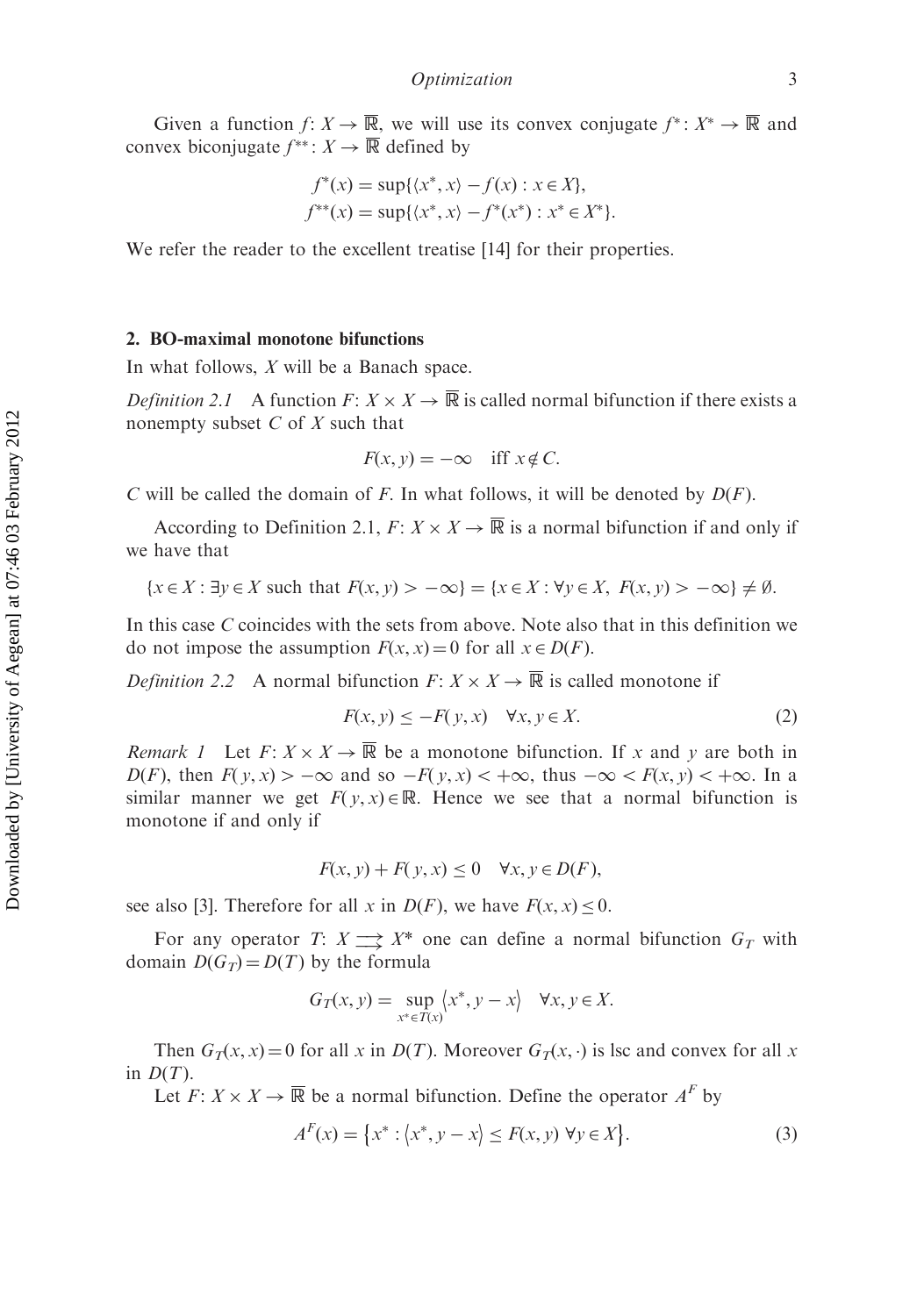Given a function $f: X \to \overline{\mathbb{R}}$, we will use its convex conjugate $f^*: X^* \to \overline{\mathbb{R}}$ and convex biconjugate $f^{**}: X \to \overline{\mathbb{R}}$ defined by

$$f^*(x) = \sup\{\langle x^*, x\rangle - f(x) : x \in X\},$$
$$f^{**}(x) = \sup\{\langle x^*, x\rangle - f^*(x^*) : x^* \in X^*\}.$$

We refer the reader to the excellent treatise [14] for their properties.

## 2. BO-maximal monotone bifunctions

In what follows, $X$ will be a Banach space.

*Definition 2.1* A function $F: X \times X \to \overline{\mathbb{R}}$ is called normal bifunction if there exists a nonempty subset $C$ of $X$ such that

$$F(x, y) = -\infty \quad \text{iff } x \notin C.$$

$C$ will be called the domain of $F$. In what follows, it will be denoted by $D(F)$.

According to Definition 2.1, $F: X \times X \to \overline{\mathbb{R}}$ is a normal bifunction if and only if we have that

$$\{x \in X : \exists y \in X \text{ such that } F(x, y) > -\infty\} = \{x \in X : \forall y \in X,\ F(x, y) > -\infty\} \neq \emptyset.$$

In this case $C$ coincides with the sets from above. Note also that in this definition we do not impose the assumption $F(x, x) = 0$ for all $x \in D(F)$.

*Definition 2.2* A normal bifunction $F: X \times X \to \overline{\mathbb{R}}$ is called monotone if

$$F(x, y) \leq -F(y, x) \quad \forall x, y \in X. \tag{2}$$

*Remark 1* Let $F: X \times X \to \overline{\mathbb{R}}$ be a monotone bifunction. If $x$ and $y$ are both in $D(F)$, then $F(y, x) > -\infty$ and so $-F(y, x) < +\infty$, thus $-\infty < F(x, y) < +\infty$. In a similar manner we get $F(y, x) \in \mathbb{R}$. Hence we see that a normal bifunction is monotone if and only if

$$F(x, y) + F(y, x) \leq 0 \quad \forall x, y \in D(F),$$

see also [3]. Therefore for all $x$ in $D(F)$, we have $F(x, x) \leq 0$.

For any operator $T: X \rightrightarrows X^*$ one can define a normal bifunction $G_T$ with domain $D(G_T) = D(T)$ by the formula

$$G_T(x, y) = \sup_{x^* \in T(x)} \langle x^*, y - x\rangle \quad \forall x, y \in X.$$

Then $G_T(x, x) = 0$ for all $x$ in $D(T)$. Moreover $G_T(x, \cdot)$ is lsc and convex for all $x$ in $D(T)$.

Let $F: X \times X \to \overline{\mathbb{R}}$ be a normal bifunction. Define the operator $A^F$ by

$$A^F(x) = \left\{x^* : \langle x^*, y - x\rangle \leq F(x, y)\ \forall y \in X\right\}. \tag{3}$$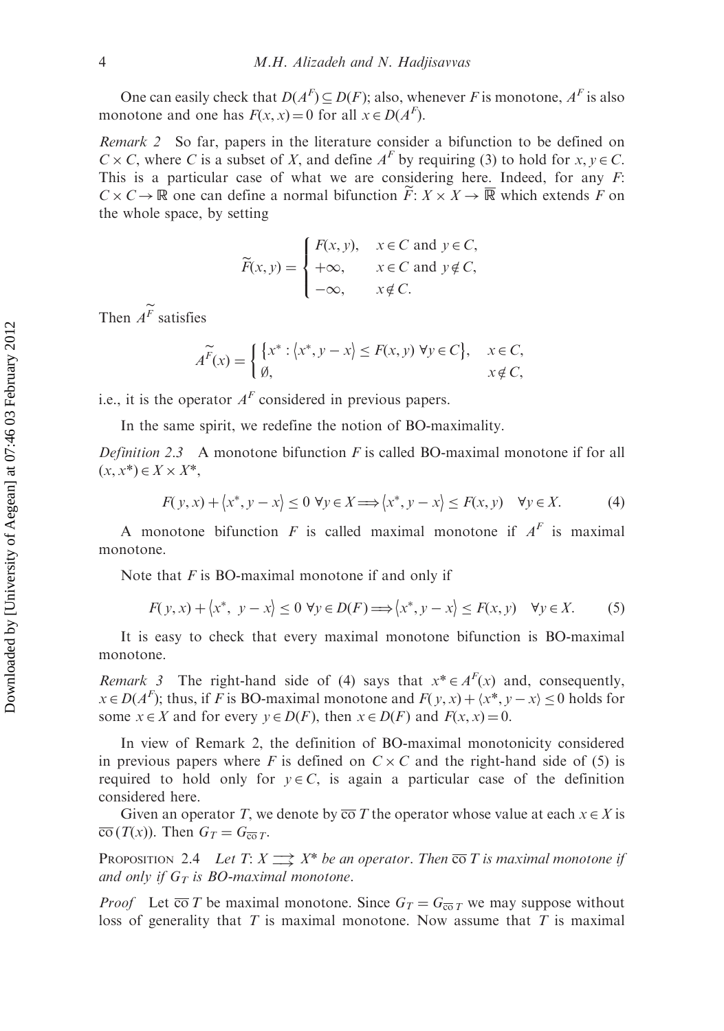One can easily check that $D(A^F) \subseteq D(F)$; also, whenever $F$ is monotone, $A^F$ is also monotone and one has $F(x,x) = 0$ for all $x \in D(A^F)$.

*Remark 2* So far, papers in the literature consider a bifunction to be defined on $C \times C$, where $C$ is a subset of $X$, and define $A^F$ by requiring (3) to hold for $x, y \in C$. This is a particular case of what we are considering here. Indeed, for any $F$: $C \times C \to \mathbb{R}$ one can define a normal bifunction $\widetilde{F}$: $X \times X \to \overline{\mathbb{R}}$ which extends $F$ on the whole space, by setting

$$\widetilde{F}(x,y) = \begin{cases} F(x,y), & x \in C \text{ and } y \in C, \\ +\infty, & x \in C \text{ and } y \notin C, \\ -\infty, & x \notin C. \end{cases}$$

Then $A^{\widetilde{F}}$ satisfies

$$A^{\widetilde{F}}(x) = \begin{cases} \left\{x^* : \langle x^*, y - x \rangle \leq F(x,y) \ \forall y \in C\right\}, & x \in C, \\ \emptyset, & x \notin C, \end{cases}$$

i.e., it is the operator $A^F$ considered in previous papers.

In the same spirit, we redefine the notion of BO-maximality.

*Definition 2.3* A monotone bifunction $F$ is called BO-maximal monotone if for all $(x, x^*) \in X \times X^*$,

$$F(y,x) + \langle x^*, y - x \rangle \leq 0 \ \forall y \in X \Longrightarrow \langle x^*, y - x \rangle \leq F(x,y) \quad \forall y \in X. \tag{4}$$

A monotone bifunction $F$ is called maximal monotone if $A^F$ is maximal monotone.

Note that $F$ is BO-maximal monotone if and only if

$$F(y,x) + \langle x^*, \ y - x \rangle \leq 0 \ \forall y \in D(F) \Longrightarrow \langle x^*, y - x \rangle \leq F(x,y) \quad \forall y \in X. \tag{5}$$

It is easy to check that every maximal monotone bifunction is BO-maximal monotone.

*Remark 3* The right-hand side of (4) says that $x^* \in A^F(x)$ and, consequently, $x \in D(A^F)$; thus, if $F$ is BO-maximal monotone and $F(y,x) + \langle x^*, y - x \rangle \leq 0$ holds for some $x \in X$ and for every $y \in D(F)$, then $x \in D(F)$ and $F(x,x) = 0$.

In view of Remark 2, the definition of BO-maximal monotonicity considered in previous papers where $F$ is defined on $C \times C$ and the right-hand side of (5) is required to hold only for $y \in C$, is again a particular case of the definition considered here.

Given an operator $T$, we denote by $\overline{\text{co}}\, T$ the operator whose value at each $x \in X$ is $\overline{\text{co}}\,(T(x))$. Then $G_T = G_{\overline{\text{co}}\, T}$.

Proposition 2.4 *Let $T$: $X \rightrightarrows X^*$ be an operator. Then $\overline{\text{co}}\, T$ is maximal monotone if and only if $G_T$ is BO-maximal monotone.*

*Proof* Let $\overline{\text{co}}\, T$ be maximal monotone. Since $G_T = G_{\overline{\text{co}}\, T}$ we may suppose without loss of generality that $T$ is maximal monotone. Now assume that $T$ is maximal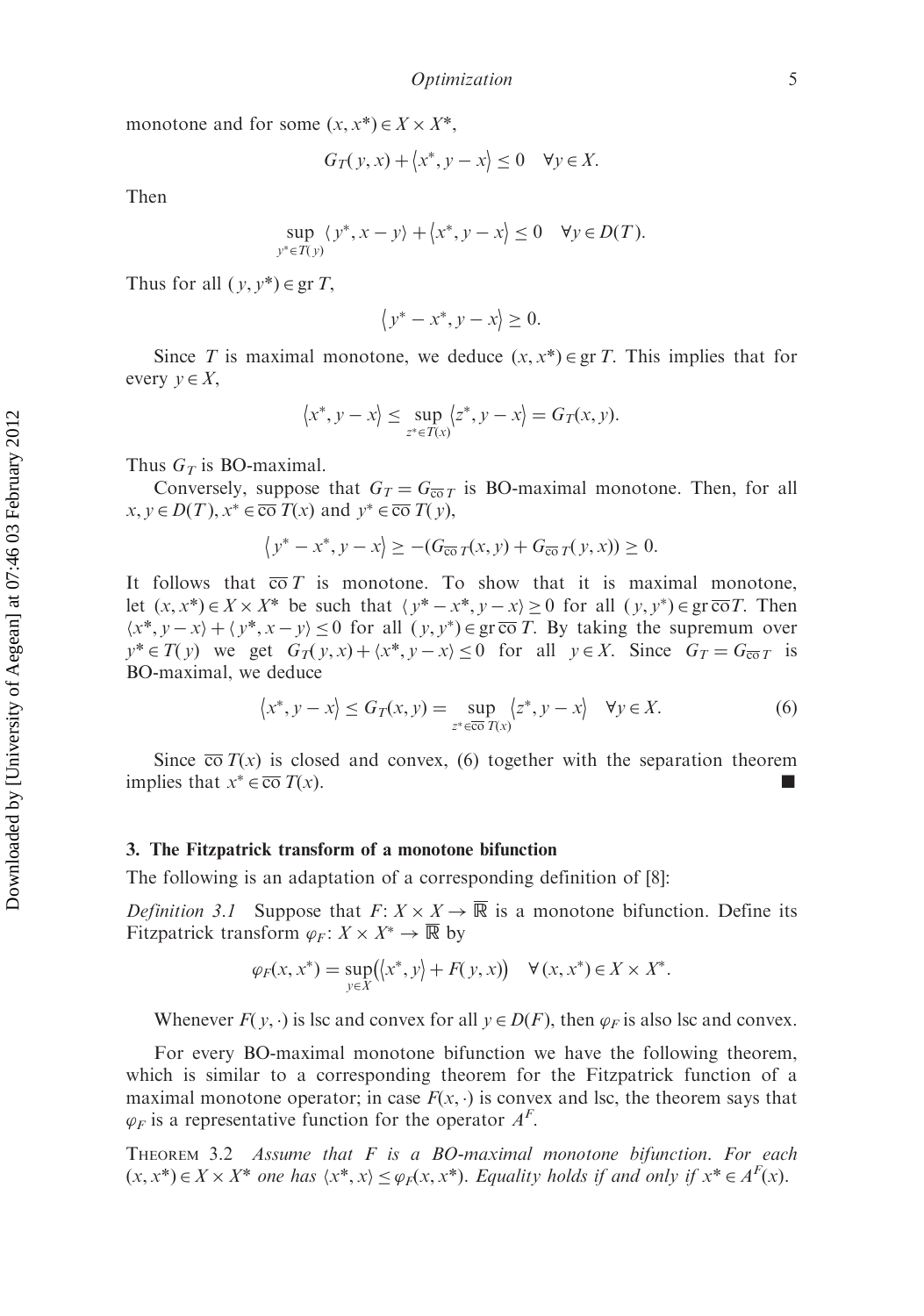monotone and for some $(x, x^*) \in X \times X^*$,

$$G_T(y, x) + \langle x^*, y - x \rangle \leq 0 \quad \forall y \in X.$$

Then

$$\sup_{y^* \in T(y)} \langle y^*, x - y \rangle + \langle x^*, y - x \rangle \leq 0 \quad \forall y \in D(T).$$

Thus for all $(y, y^*) \in \operatorname{gr} T$,

$$\langle y^* - x^*, y - x \rangle \geq 0.$$

Since $T$ is maximal monotone, we deduce $(x, x^*) \in \operatorname{gr} T$. This implies that for every $y \in X$,

$$\langle x^*, y - x \rangle \leq \sup_{z^* \in T(x)} \langle z^*, y - x \rangle = G_T(x, y).$$

Thus $G_T$ is BO-maximal.

Conversely, suppose that $G_T = G_{\overline{\text{co}}\, T}$ is BO-maximal monotone. Then, for all $x, y \in D(T)$, $x^* \in \overline{\text{co}}\, T(x)$ and $y^* \in \overline{\text{co}}\, T(y)$,

$$\langle y^* - x^*, y - x \rangle \geq -(G_{\overline{\text{co}}\, T}(x, y) + G_{\overline{\text{co}}\, T}(y, x)) \geq 0.$$

It follows that $\overline{\text{co}}\, T$ is monotone. To show that it is maximal monotone, let $(x, x^*) \in X \times X^*$ be such that $\langle y^* - x^*, y - x \rangle \geq 0$ for all $(y, y^*) \in \operatorname{gr} \overline{\text{co}} T$. Then $\langle x^*, y - x \rangle + \langle y^*, x - y \rangle \leq 0$ for all $(y, y^*) \in \operatorname{gr} \overline{\text{co}}\, T$. By taking the supremum over $y^* \in T(y)$ we get $G_T(y, x) + \langle x^*, y - x \rangle \leq 0$ for all $y \in X$. Since $G_T = G_{\overline{\text{co}}\, T}$ is BO-maximal, we deduce

$$\langle x^*, y - x \rangle \leq G_T(x, y) = \sup_{z^* \in \overline{\text{co}}\, T(x)} \langle z^*, y - x \rangle \quad \forall y \in X. \tag{6}$$

Since $\overline{\text{co}}\, T(x)$ is closed and convex, (6) together with the separation theorem implies that $x^* \in \overline{\text{co}}\, T(x)$. ∎

## 3. The Fitzpatrick transform of a monotone bifunction

The following is an adaptation of a corresponding definition of [8]:

*Definition 3.1* Suppose that $F: X \times X \to \overline{\mathbb{R}}$ is a monotone bifunction. Define its Fitzpatrick transform $\varphi_F: X \times X^* \to \overline{\mathbb{R}}$ by

$$\varphi_F(x, x^*) = \sup_{y \in X} \big( \langle x^*, y \rangle + F(y, x) \big) \quad \forall\, (x, x^*) \in X \times X^*.$$

Whenever $F(y, \cdot)$ is lsc and convex for all $y \in D(F)$, then $\varphi_F$ is also lsc and convex.

For every BO-maximal monotone bifunction we have the following theorem, which is similar to a corresponding theorem for the Fitzpatrick function of a maximal monotone operator; in case $F(x, \cdot)$ is convex and lsc, the theorem says that $\varphi_F$ is a representative function for the operator $A^F$.

THEOREM 3.2 *Assume that $F$ is a BO-maximal monotone bifunction. For each $(x, x^*) \in X \times X^*$ one has $\langle x^*, x \rangle \leq \varphi_F(x, x^*)$. Equality holds if and only if $x^* \in A^F(x)$.*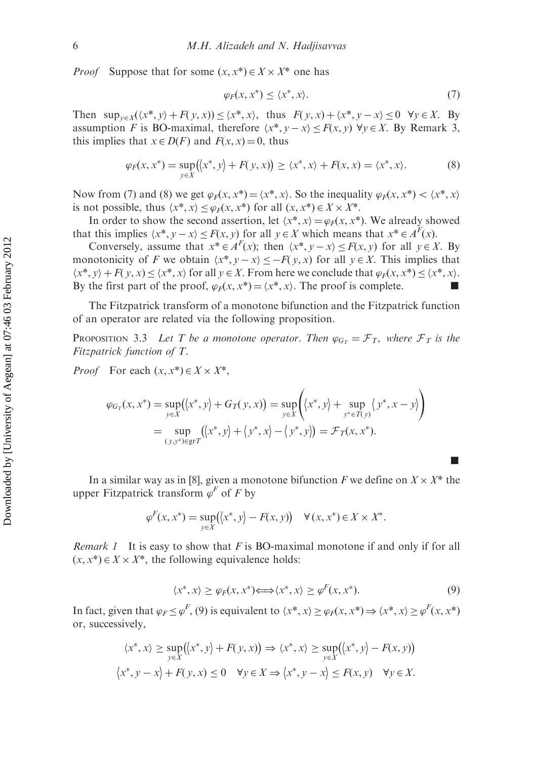*Proof* Suppose that for some $(x, x^*) \in X \times X^*$ one has

$$\varphi_F(x, x^*) \leq \langle x^*, x \rangle. \tag{7}$$

Then $\sup_{y \in X}(\langle x^*, y \rangle + F(y, x)) \leq \langle x^*, x \rangle$, thus $F(y, x) + \langle x^*, y - x \rangle \leq 0 \;\; \forall y \in X$. By assumption $F$ is BO-maximal, therefore $\langle x^*, y - x \rangle \leq F(x, y) \; \forall y \in X$. By Remark 3, this implies that $x \in D(F)$ and $F(x, x) = 0$, thus

$$\varphi_F(x, x^*) = \sup_{y \in X}\big(\langle x^*, y \rangle + F(y, x)\big) \geq \langle x^*, x \rangle + F(x, x) = \langle x^*, x \rangle. \tag{8}$$

Now from (7) and (8) we get $\varphi_F(x, x^*) = \langle x^*, x \rangle$. So the inequality $\varphi_F(x, x^*) < \langle x^*, x \rangle$ is not possible, thus $\langle x^*, x \rangle \leq \varphi_F(x, x^*)$ for all $(x, x^*) \in X \times X^*$.

In order to show the second assertion, let $\langle x^*, x \rangle = \varphi_F(x, x^*)$. We already showed that this implies $\langle x^*, y - x \rangle \leq F(x, y)$ for all $y \in X$ which means that $x^* \in A^F(x)$.

Conversely, assume that $x^* \in A^F(x)$; then $\langle x^*, y - x \rangle \leq F(x, y)$ for all $y \in X$. By monotonicity of $F$ we obtain $\langle x^*, y - x \rangle \leq -F(y, x)$ for all $y \in X$. This implies that $\langle x^*, y \rangle + F(y, x) \leq \langle x^*, x \rangle$ for all $y \in X$. From here we conclude that $\varphi_F(x, x^*) \leq \langle x^*, x \rangle$. By the first part of the proof, $\varphi_F(x, x^*) = \langle x^*, x \rangle$. The proof is complete. ■

The Fitzpatrick transform of a monotone bifunction and the Fitzpatrick function of an operator are related via the following proposition.

**Proposition 3.3** *Let $T$ be a monotone operator. Then $\varphi_{G_T} = \mathcal{F}_T$, where $\mathcal{F}_T$ is the Fitzpatrick function of $T$.*

*Proof* For each $(x, x^*) \in X \times X^*$,

$$\begin{aligned} \varphi_{G_T}(x, x^*) &= \sup_{y \in X}\big(\langle x^*, y \rangle + G_T(y, x)\big) = \sup_{y \in X}\left(\langle x^*, y \rangle + \sup_{y^* \in T(y)}\langle y^*, x - y \rangle\right) \\ &= \sup_{(y, y^*) \in \mathrm{gr}T}\big(\langle x^*, y \rangle + \langle y^*, x \rangle - \langle y^*, y \rangle\big) = \mathcal{F}_T(x, x^*). \end{aligned}$$

■

In a similar way as in [8], given a monotone bifunction $F$ we define on $X \times X^*$ the upper Fitzpatrick transform $\varphi^F$ of $F$ by

$$\varphi^F(x, x^*) = \sup_{y \in X}\big(\langle x^*, y \rangle - F(x, y)\big) \quad \forall (x, x^*) \in X \times X^*.$$

*Remark 1* It is easy to show that $F$ is BO-maximal monotone if and only if for all $(x, x^*) \in X \times X^*$, the following equivalence holds:

$$\langle x^*, x \rangle \geq \varphi_F(x, x^*) \Longleftrightarrow \langle x^*, x \rangle \geq \varphi^F(x, x^*). \tag{9}$$

In fact, given that $\varphi_F \leq \varphi^F$, (9) is equivalent to $\langle x^*, x \rangle \geq \varphi_F(x, x^*) \Rightarrow \langle x^*, x \rangle \geq \varphi^F(x, x^*)$ or, successively,

$$\langle x^*, x \rangle \geq \sup_{y \in X}\big(\langle x^*, y \rangle + F(y, x)\big) \Rightarrow \langle x^*, x \rangle \geq \sup_{y \in X}\big(\langle x^*, y \rangle - F(x, y)\big)$$

$$\langle x^*, y - x \rangle + F(y, x) \leq 0 \quad \forall y \in X \Rightarrow \langle x^*, y - x \rangle \leq F(x, y) \quad \forall y \in X.$$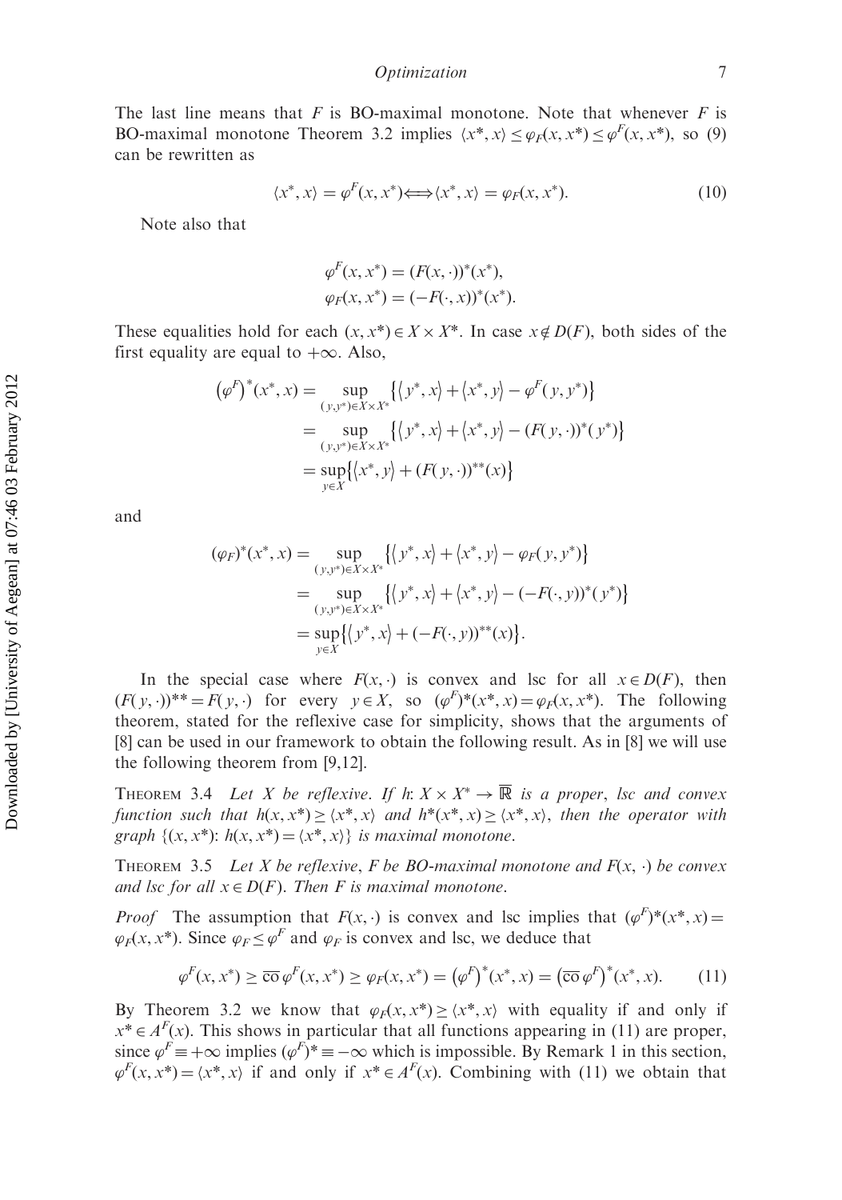The last line means that $F$ is BO-maximal monotone. Note that whenever $F$ is BO-maximal monotone Theorem 3.2 implies $\langle x^*, x\rangle \le \varphi_F(x, x^*) \le \varphi^F(x, x^*)$, so (9) can be rewritten as

$$\langle x^*, x\rangle = \varphi^F(x, x^*) \Longleftrightarrow \langle x^*, x\rangle = \varphi_F(x, x^*). \tag{10}$$

Note also that

$$\varphi^F(x, x^*) = (F(x, \cdot))^*(x^*),$$
$$\varphi_F(x, x^*) = (-F(\cdot, x))^*(x^*).$$

These equalities hold for each $(x, x^*) \in X \times X^*$. In case $x \notin D(F)$, both sides of the first equality are equal to $+\infty$. Also,

$$\begin{aligned}
(\varphi^F)^*(x^*, x) &= \sup_{(y,y^*)\in X\times X^*} \left\{\langle y^*, x\rangle + \langle x^*, y\rangle - \varphi^F(y, y^*)\right\}\\
&= \sup_{(y,y^*)\in X\times X^*} \left\{\langle y^*, x\rangle + \langle x^*, y\rangle - (F(y, \cdot))^*(y^*)\right\}\\
&= \sup_{y\in X} \left\{\langle x^*, y\rangle + (F(y, \cdot))^{**}(x)\right\}
\end{aligned}$$

and

$$\begin{aligned}
(\varphi_F)^*(x^*, x) &= \sup_{(y,y^*)\in X\times X^*} \left\{\langle y^*, x\rangle + \langle x^*, y\rangle - \varphi_F(y, y^*)\right\}\\
&= \sup_{(y,y^*)\in X\times X^*} \left\{\langle y^*, x\rangle + \langle x^*, y\rangle - (-F(\cdot, y))^*(y^*)\right\}\\
&= \sup_{y\in X} \left\{\langle y^*, x\rangle + (-F(\cdot, y))^{**}(x)\right\}.
\end{aligned}$$

In the special case where $F(x, \cdot)$ is convex and lsc for all $x \in D(F)$, then $(F(y, \cdot))^{**} = F(y, \cdot)$ for every $y \in X$, so $(\varphi^F)^*(x^*, x) = \varphi_F(x, x^*)$. The following theorem, stated for the reflexive case for simplicity, shows that the arguments of [8] can be used in our framework to obtain the following result. As in [8] we will use the following theorem from [9,12].

**Theorem 3.4** *Let $X$ be reflexive. If $h$: $X \times X^* \to \overline{\mathbb{R}}$ is a proper, lsc and convex function such that $h(x, x^*) \ge \langle x^*, x\rangle$ and $h^*(x^*, x) \ge \langle x^*, x\rangle$, then the operator with graph $\{(x, x^*)$: $h(x, x^*) = \langle x^*, x\rangle\}$ is maximal monotone.*

**Theorem 3.5** *Let $X$ be reflexive, $F$ be BO-maximal monotone and $F(x, \cdot)$ be convex and lsc for all $x \in D(F)$. Then $F$ is maximal monotone.*

*Proof* The assumption that $F(x, \cdot)$ is convex and lsc implies that $(\varphi^F)^*(x^*, x) = \varphi_F(x, x^*)$. Since $\varphi_F \le \varphi^F$ and $\varphi_F$ is convex and lsc, we deduce that

$$\varphi^F(x, x^*) \ge \overline{\text{co}}\, \varphi^F(x, x^*) \ge \varphi_F(x, x^*) = \left(\varphi^F\right)^*(x^*, x) = \left(\overline{\text{co}}\, \varphi^F\right)^*(x^*, x). \tag{11}$$

By Theorem 3.2 we know that $\varphi_F(x, x^*) \ge \langle x^*, x\rangle$ with equality if and only if $x^* \in A^F(x)$. This shows in particular that all functions appearing in (11) are proper, since $\varphi^F \equiv +\infty$ implies $(\varphi^F)^* \equiv -\infty$ which is impossible. By Remark 1 in this section, $\varphi^F(x, x^*) = \langle x^*, x\rangle$ if and only if $x^* \in A^F(x)$. Combining with (11) we obtain that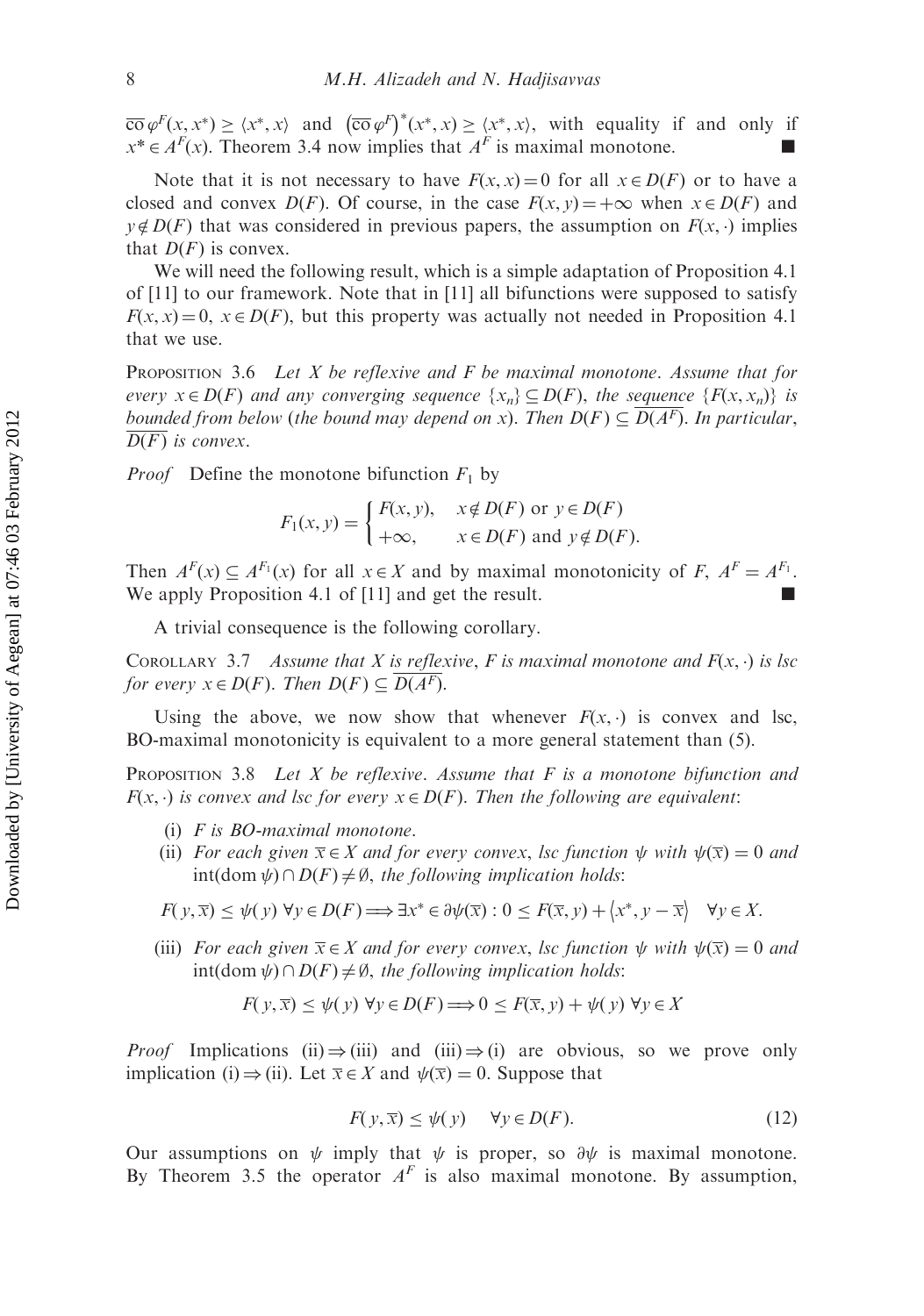$\overline{\text{co}}\,\varphi^F(x,x^*) \geq \langle x^*, x\rangle$ and $\left(\overline{\text{co}}\,\varphi^F\right)^*(x^*,x) \geq \langle x^*, x\rangle$, with equality if and only if $x^* \in A^F(x)$. Theorem 3.4 now implies that $A^F$ is maximal monotone. ■

Note that it is not necessary to have $F(x,x) = 0$ for all $x \in D(F)$ or to have a closed and convex $D(F)$. Of course, in the case $F(x,y) = +\infty$ when $x \in D(F)$ and $y \notin D(F)$ that was considered in previous papers, the assumption on $F(x,\cdot)$ implies that $D(F)$ is convex.

We will need the following result, which is a simple adaptation of Proposition 4.1 of [11] to our framework. Note that in [11] all bifunctions were supposed to satisfy $F(x,x) = 0$, $x \in D(F)$, but this property was actually not needed in Proposition 4.1 that we use.

Proposition 3.6 *Let $X$ be reflexive and $F$ be maximal monotone. Assume that for every $x \in D(F)$ and any converging sequence $\{x_n\} \subseteq D(F)$, the sequence $\{F(x,x_n)\}$ is bounded from below (the bound may depend on $x$). Then $D(F) \subseteq \overline{D(A^F)}$. In particular, $\overline{D(F)}$ is convex.*

*Proof* Define the monotone bifunction $F_1$ by

$$F_1(x,y) = \begin{cases} F(x,y), & x \notin D(F) \text{ or } y \in D(F) \\ +\infty, & x \in D(F) \text{ and } y \notin D(F). \end{cases}$$

Then $A^F(x) \subseteq A^{F_1}(x)$ for all $x \in X$ and by maximal monotonicity of $F$, $A^F = A^{F_1}$. We apply Proposition 4.1 of [11] and get the result. ■

A trivial consequence is the following corollary.

Corollary 3.7 *Assume that $X$ is reflexive, $F$ is maximal monotone and $F(x,\cdot)$ is lsc for every $x \in D(F)$. Then $D(F) \subseteq \overline{D(A^F)}$.*

Using the above, we now show that whenever $F(x,\cdot)$ is convex and lsc, BO-maximal monotonicity is equivalent to a more general statement than (5).

Proposition 3.8 *Let $X$ be reflexive. Assume that $F$ is a monotone bifunction and $F(x,\cdot)$ is convex and lsc for every $x \in D(F)$. Then the following are equivalent*:

(i) *$F$ is BO-maximal monotone.*

(ii) *For each given $\overline{x} \in X$ and for every convex, lsc function $\psi$ with $\psi(\overline{x}) = 0$ and $\text{int}(\text{dom}\,\psi) \cap D(F) \neq \emptyset$, the following implication holds*:

$$F(y,\overline{x}) \leq \psi(y)\ \forall y \in D(F) \Longrightarrow \exists x^* \in \partial\psi(\overline{x}) : 0 \leq F(\overline{x},y) + \langle x^*, y - \overline{x}\rangle \quad \forall y \in X.$$

(iii) *For each given $\overline{x} \in X$ and for every convex, lsc function $\psi$ with $\psi(\overline{x}) = 0$ and $\text{int}(\text{dom}\,\psi) \cap D(F) \neq \emptyset$, the following implication holds*:

$$F(y,\overline{x}) \leq \psi(y)\ \forall y \in D(F) \Longrightarrow 0 \leq F(\overline{x},y) + \psi(y)\ \forall y \in X$$

*Proof* Implications (ii) $\Rightarrow$ (iii) and (iii) $\Rightarrow$ (i) are obvious, so we prove only implication (i) $\Rightarrow$ (ii). Let $\overline{x} \in X$ and $\psi(\overline{x}) = 0$. Suppose that

$$F(y,\overline{x}) \leq \psi(y) \quad \forall y \in D(F). \tag{12}$$

Our assumptions on $\psi$ imply that $\psi$ is proper, so $\partial\psi$ is maximal monotone. By Theorem 3.5 the operator $A^F$ is also maximal monotone. By assumption,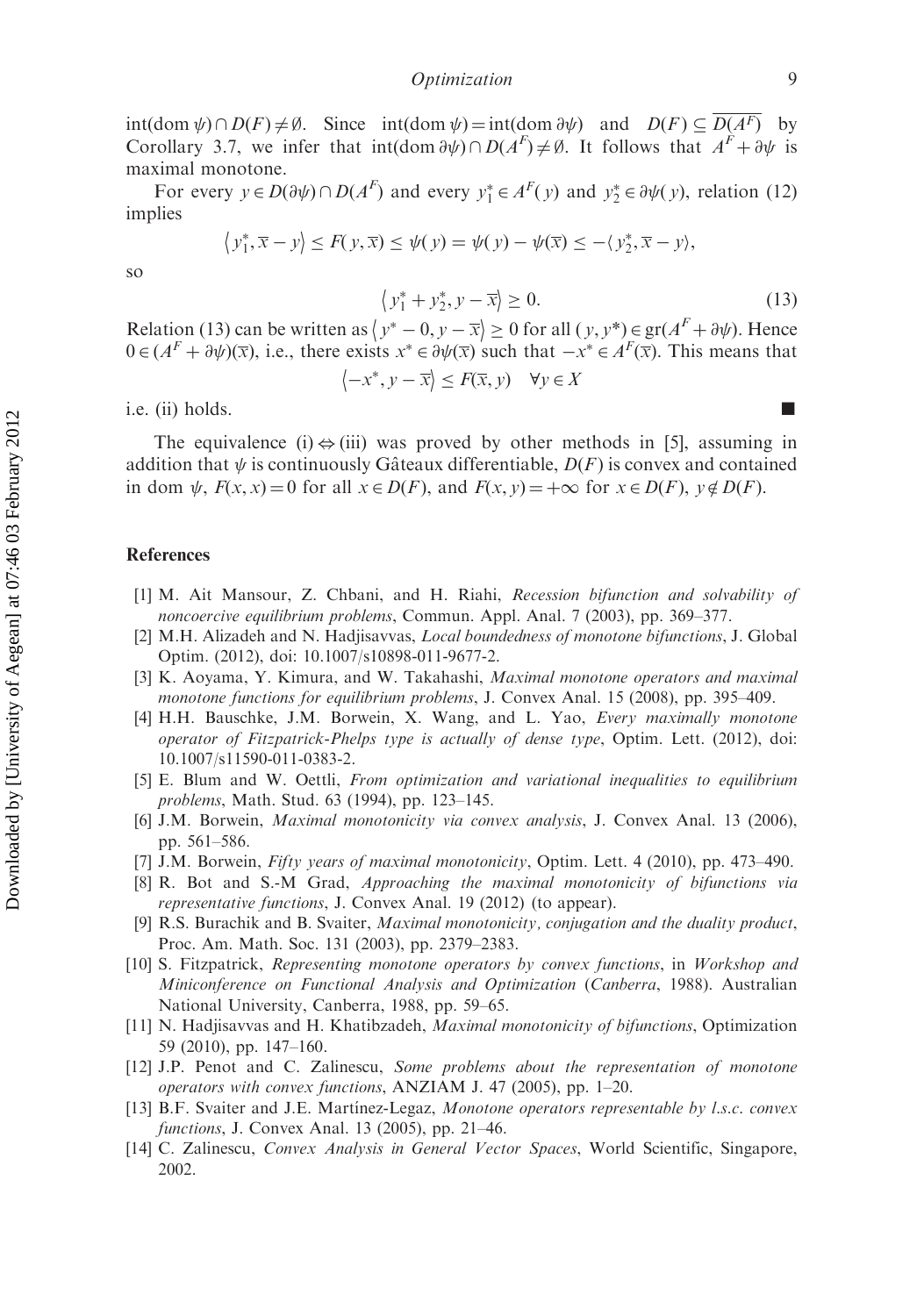$\operatorname{int}(\operatorname{dom}\psi) \cap D(F) \neq \emptyset$. Since $\operatorname{int}(\operatorname{dom}\psi) = \operatorname{int}(\operatorname{dom}\partial\psi)$ and $D(F) \subseteq \overline{D(A^F)}$ by Corollary 3.7, we infer that $\operatorname{int}(\operatorname{dom}\partial\psi) \cap D(A^F) \neq \emptyset$. It follows that $A^F + \partial\psi$ is maximal monotone.

For every $y \in D(\partial\psi) \cap D(A^F)$ and every $y_1^* \in A^F(y)$ and $y_2^* \in \partial\psi(y)$, relation (12) implies

$$\langle y_1^*, \overline{x} - y \rangle \leq F(y, \overline{x}) \leq \psi(y) = \psi(y) - \psi(\overline{x}) \leq -\langle y_2^*, \overline{x} - y \rangle,$$

so

$$\langle y_1^* + y_2^*, y - \overline{x} \rangle \geq 0. \tag{13}$$

Relation (13) can be written as $\langle y^* - 0, y - \overline{x} \rangle \geq 0$ for all $(y, y^*) \in \operatorname{gr}(A^F + \partial\psi)$. Hence $0 \in (A^F + \partial\psi)(\overline{x})$, i.e., there exists $x^* \in \partial\psi(\overline{x})$ such that $-x^* \in A^F(\overline{x})$. This means that

$$\langle -x^*, y - \overline{x} \rangle \leq F(\overline{x}, y) \quad \forall y \in X$$

i.e. (ii) holds. ■

The equivalence (i) $\Leftrightarrow$ (iii) was proved by other methods in [5], assuming in addition that $\psi$ is continuously Gâteaux differentiable, $D(F)$ is convex and contained in dom $\psi$, $F(x, x) = 0$ for all $x \in D(F)$, and $F(x, y) = +\infty$ for $x \in D(F)$, $y \notin D(F)$.

## References

[1] M. Ait Mansour, Z. Chbani, and H. Riahi, *Recession bifunction and solvability of noncoercive equilibrium problems*, Commun. Appl. Anal. 7 (2003), pp. 369–377.

[2] M.H. Alizadeh and N. Hadjisavvas, *Local boundedness of monotone bifunctions*, J. Global Optim. (2012), doi: 10.1007/s10898-011-9677-2.

[3] K. Aoyama, Y. Kimura, and W. Takahashi, *Maximal monotone operators and maximal monotone functions for equilibrium problems*, J. Convex Anal. 15 (2008), pp. 395–409.

[4] H.H. Bauschke, J.M. Borwein, X. Wang, and L. Yao, *Every maximally monotone operator of Fitzpatrick-Phelps type is actually of dense type*, Optim. Lett. (2012), doi: 10.1007/s11590-011-0383-2.

[5] E. Blum and W. Oettli, *From optimization and variational inequalities to equilibrium problems*, Math. Stud. 63 (1994), pp. 123–145.

[6] J.M. Borwein, *Maximal monotonicity via convex analysis*, J. Convex Anal. 13 (2006), pp. 561–586.

[7] J.M. Borwein, *Fifty years of maximal monotonicity*, Optim. Lett. 4 (2010), pp. 473–490.

[8] R. Bot and S.-M Grad, *Approaching the maximal monotonicity of bifunctions via representative functions*, J. Convex Anal. 19 (2012) (to appear).

[9] R.S. Burachik and B. Svaiter, *Maximal monotonicity, conjugation and the duality product*, Proc. Am. Math. Soc. 131 (2003), pp. 2379–2383.

[10] S. Fitzpatrick, *Representing monotone operators by convex functions*, in *Workshop and Miniconference on Functional Analysis and Optimization* (*Canberra*, 1988). Australian National University, Canberra, 1988, pp. 59–65.

[11] N. Hadjisavvas and H. Khatibzadeh, *Maximal monotonicity of bifunctions*, Optimization 59 (2010), pp. 147–160.

[12] J.P. Penot and C. Zalinescu, *Some problems about the representation of monotone operators with convex functions*, ANZIAM J. 47 (2005), pp. 1–20.

[13] B.F. Svaiter and J.E. Martínez-Legaz, *Monotone operators representable by l.s.c. convex functions*, J. Convex Anal. 13 (2005), pp. 21–46.

[14] C. Zalinescu, *Convex Analysis in General Vector Spaces*, World Scientific, Singapore, 2002.